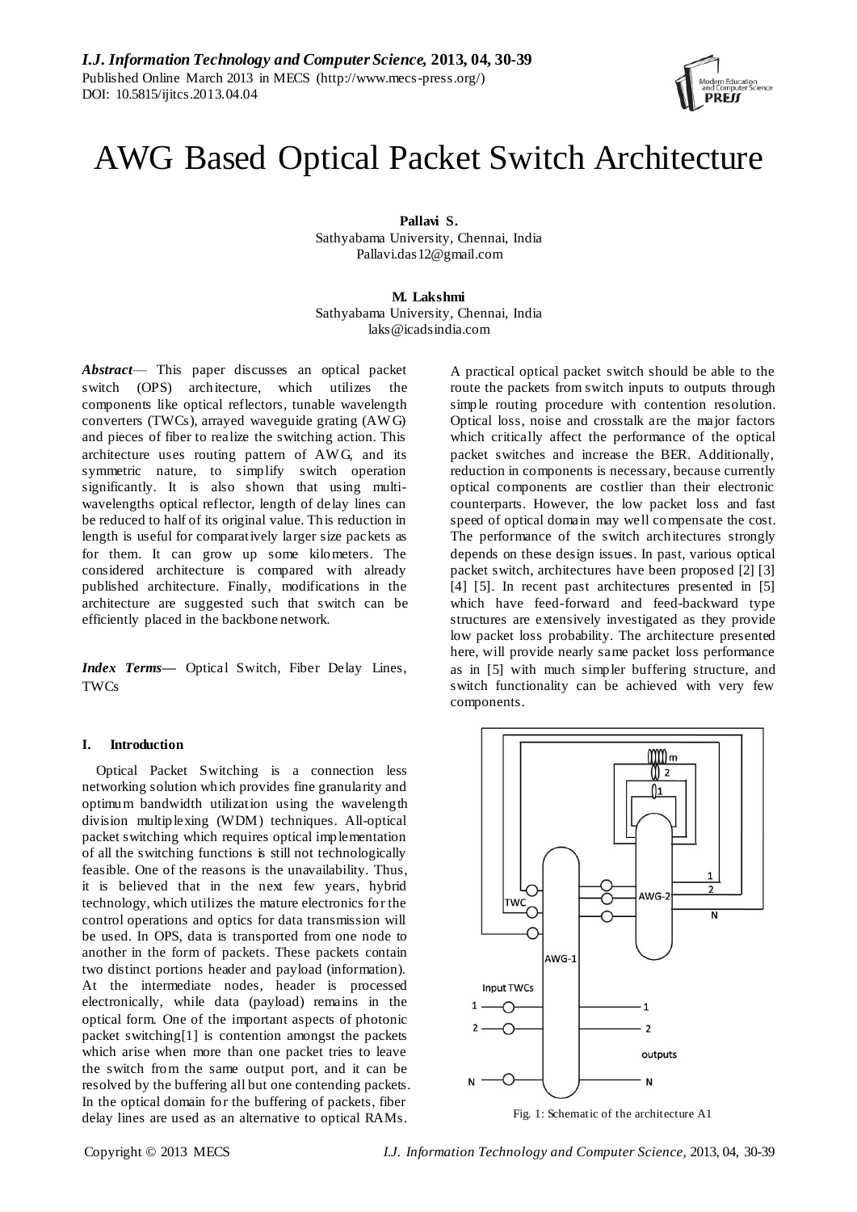// AWG Based Optical Packet Switch Architecture

**Pallavi S.**
Sathyabama University, Chennai, India
Pallavi.das12@gmail.com

**M. Lakshmi**
Sathyabama University, Chennai, India
laks@icadsindia.com

***Abstract*** — This paper discusses an optical packet switch (OPS) architecture, which utilizes the components like optical reflectors, tunable wavelength converters (TWCs), arrayed waveguide grating (AWG) and pieces of fiber to realize the switching action. This architecture uses routing pattern of AWG, and its symmetric nature, to simplify switch operation significantly. It is also shown that using multi-wavelengths optical reflector, length of delay lines can be reduced to half of its original value. This reduction in length is useful for comparatively larger size packets as for them. It can grow up some kilometers. The considered architecture is compared with already published architecture. Finally, modifications in the architecture are suggested such that switch can be efficiently placed in the backbone network.

***Index Terms*** — Optical Switch, Fiber Delay Lines, TWCs

## I. Introduction

Optical Packet Switching is a connection less networking solution which provides fine granularity and optimum bandwidth utilization using the wavelength division multiplexing (WDM) techniques. All-optical packet switching which requires optical implementation of all the switching functions is still not technologically feasible. One of the reasons is the unavailability. Thus, it is believed that in the next few years, hybrid technology, which utilizes the mature electronics for the control operations and optics for data transmission will be used. In OPS, data is transported from one node to another in the form of packets. These packets contain two distinct portions header and payload (information). At the intermediate nodes, header is processed electronically, while data (payload) remains in the optical form. One of the important aspects of photonic packet switching[1] is contention amongst the packets which arise when more than one packet tries to leave the switch from the same output port, and it can be resolved by the buffering all but one contending packets. In the optical domain for the buffering of packets, fiber delay lines are used as an alternative to optical RAMs.

A practical optical packet switch should be able to the route the packets from switch inputs to outputs through simple routing procedure with contention resolution. Optical loss, noise and crosstalk are the major factors which critically affect the performance of the optical packet switches and increase the BER. Additionally, reduction in components is necessary, because currently optical components are costlier than their electronic counterparts. However, the low packet loss and fast speed of optical domain may well compensate the cost. The performance of the switch architectures strongly depends on these design issues. In past, various optical packet switch, architectures have been proposed [2] [3] [4] [5]. In recent past architectures presented in [5] which have feed-forward and feed-backward type structures are extensively investigated as they provide low packet loss probability. The architecture presented here, will provide nearly same packet loss performance as in [5] with much simpler buffering structure, and switch functionality can be achieved with very few components.

Fig. 1: Schematic of the architecture A1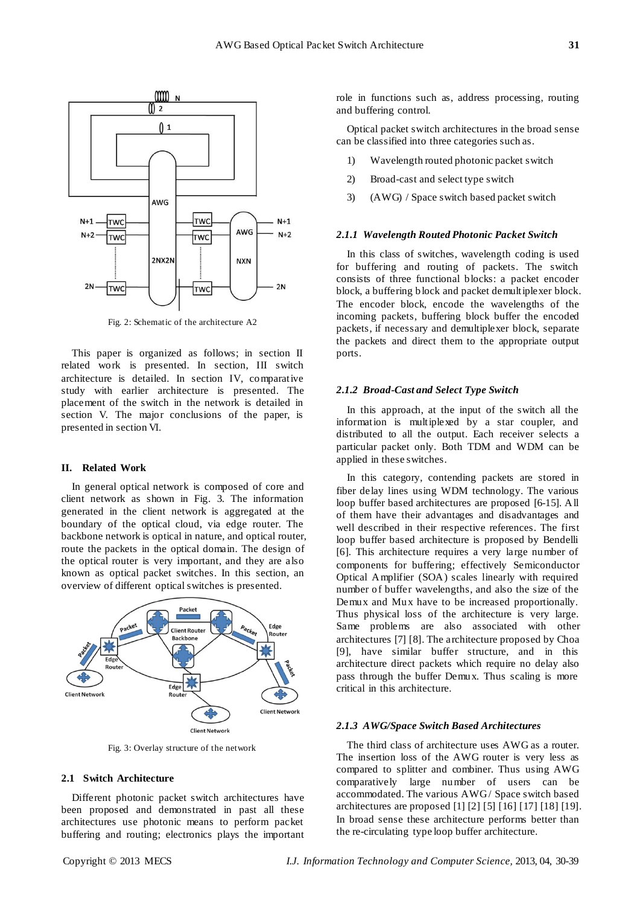Fig. 2: Schematic of the architecture A2

This paper is organized as follows; in section II related work is presented. In section, III switch architecture is detailed. In section IV, comparative study with earlier architecture is presented. The placement of the switch in the network is detailed in section V. The major conclusions of the paper, is presented in section VI.

## II. Related Work

In general optical network is composed of core and client network as shown in Fig. 3. The information generated in the client network is aggregated at the boundary of the optical cloud, via edge router. The backbone network is optical in nature, and optical router, route the packets in the optical domain. The design of the optical router is very important, and they are also known as optical packet switches. In this section, an overview of different optical switches is presented.

Fig. 3: Overlay structure of the network

### 2.1 Switch Architecture

Different photonic packet switch architectures have been proposed and demonstrated in past all these architectures use photonic means to perform packet buffering and routing; electronics plays the important role in functions such as, address processing, routing and buffering control.

Optical packet switch architectures in the broad sense can be classified into three categories such as.

1) Wavelength routed photonic packet switch
2) Broad-cast and select type switch
3) (AWG) / Space switch based packet switch

#### *2.1.1 Wavelength Routed Photonic Packet Switch*

In this class of switches, wavelength coding is used for buffering and routing of packets. The switch consists of three functional blocks: a packet encoder block, a buffering block and packet demultiplexer block. The encoder block, encode the wavelengths of the incoming packets, buffering block buffer the encoded packets, if necessary and demultiplexer block, separate the packets and direct them to the appropriate output ports.

#### *2.1.2 Broad-Cast and Select Type Switch*

In this approach, at the input of the switch all the information is multiplexed by a star coupler, and distributed to all the output. Each receiver selects a particular packet only. Both TDM and WDM can be applied in these switches.

In this category, contending packets are stored in fiber delay lines using WDM technology. The various loop buffer based architectures are proposed [6-15]. All of them have their advantages and disadvantages and well described in their respective references. The first loop buffer based architecture is proposed by Bendelli [6]. This architecture requires a very large number of components for buffering; effectively Semiconductor Optical Amplifier (SOA) scales linearly with required number of buffer wavelengths, and also the size of the Demux and Mux have to be increased proportionally. Thus physical loss of the architecture is very large. Same problems are also associated with other architectures [7] [8]. The architecture proposed by Choa [9], have similar buffer structure, and in this architecture direct packets which require no delay also pass through the buffer Demux. Thus scaling is more critical in this architecture.

#### *2.1.3 AWG/Space Switch Based Architectures*

The third class of architecture uses AWG as a router. The insertion loss of the AWG router is very less as compared to splitter and combiner. Thus using AWG comparatively large number of users can be accommodated. The various AWG / Space switch based architectures are proposed [1] [2] [5] [16] [17] [18] [19]. In broad sense these architecture performs better than the re-circulating type loop buffer architecture.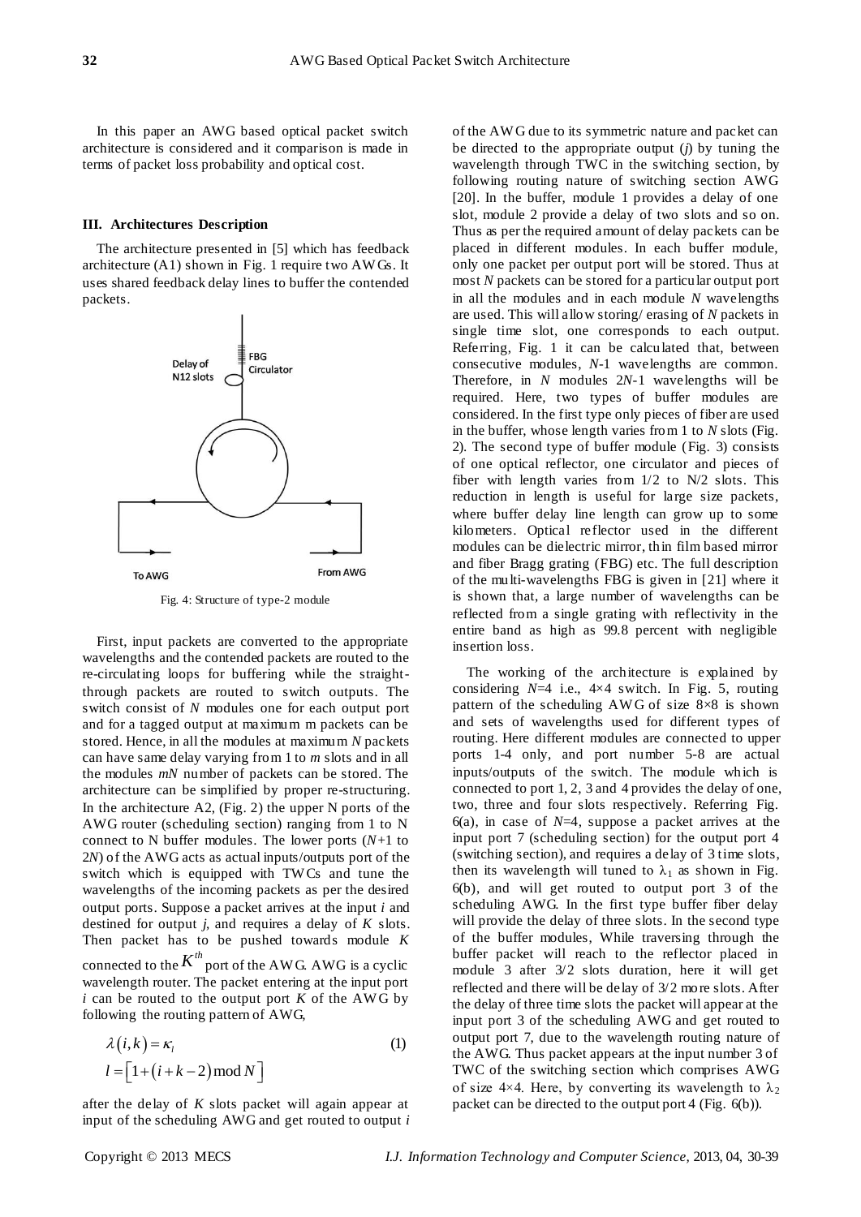In this paper an AWG based optical packet switch architecture is considered and it comparison is made in terms of packet loss probability and optical cost.

### III. Architectures Description

The architecture presented in [5] which has feedback architecture (A1) shown in Fig. 1 require two AWGs. It uses shared feedback delay lines to buffer the contended packets.

Fig. 4: Structure of type-2 module

First, input packets are converted to the appropriate wavelengths and the contended packets are routed to the re-circulating loops for buffering while the straight-through packets are routed to switch outputs. The switch consist of $N$ modules one for each output port and for a tagged output at maximum m packets can be stored. Hence, in all the modules at maximum $N$ packets can have same delay varying from 1 to $m$ slots and in all the modules $mN$ number of packets can be stored. The architecture can be simplified by proper re-structuring. In the architecture A2, (Fig. 2) the upper N ports of the AWG router (scheduling section) ranging from 1 to N connect to N buffer modules. The lower ports ($N$+1 to 2$N$) of the AWG acts as actual inputs/outputs port of the switch which is equipped with TWCs and tune the wavelengths of the incoming packets as per the desired output ports. Suppose a packet arrives at the input $i$ and destined for output $j$, and requires a delay of $K$ slots. Then packet has to be pushed towards module $K$ connected to the $K^{th}$ port of the AWG. AWG is a cyclic wavelength router. The packet entering at the input port $i$ can be routed to the output port $K$ of the AWG by following the routing pattern of AWG,

$$\lambda(i,k) = \kappa_l \tag{1}$$

$$l = \left[1 + (i + k - 2) \bmod N\right]$$

after the delay of $K$ slots packet will again appear at input of the scheduling AWG and get routed to output $i$ of the AWG due to its symmetric nature and packet can be directed to the appropriate output ($j$) by tuning the wavelength through TWC in the switching section, by following routing nature of switching section AWG [20]. In the buffer, module 1 provides a delay of one slot, module 2 provide a delay of two slots and so on. Thus as per the required amount of delay packets can be placed in different modules. In each buffer module, only one packet per output port will be stored. Thus at most $N$ packets can be stored for a particular output port in all the modules and in each module $N$ wavelengths are used. This will allow storing/ erasing of $N$ packets in single time slot, one corresponds to each output. Referring, Fig. 1 it can be calculated that, between consecutive modules, $N$-1 wavelengths are common. Therefore, in $N$ modules 2$N$-1 wavelengths will be required. Here, two types of buffer modules are considered. In the first type only pieces of fiber are used in the buffer, whose length varies from 1 to $N$ slots (Fig. 2). The second type of buffer module (Fig. 3) consists of one optical reflector, one circulator and pieces of fiber with length varies from 1/2 to N/2 slots. This reduction in length is useful for large size packets, where buffer delay line length can grow up to some kilometers. Optical reflector used in the different modules can be dielectric mirror, thin film based mirror and fiber Bragg grating (FBG) etc. The full description of the multi-wavelengths FBG is given in [21] where it is shown that, a large number of wavelengths can be reflected from a single grating with reflectivity in the entire band as high as 99.8 percent with negligible insertion loss.

The working of the architecture is explained by considering $N$=4 i.e., 4×4 switch. In Fig. 5, routing pattern of the scheduling AWG of size 8×8 is shown and sets of wavelengths used for different types of routing. Here different modules are connected to upper ports 1-4 only, and port number 5-8 are actual inputs/outputs of the switch. The module which is connected to port 1, 2, 3 and 4 provides the delay of one, two, three and four slots respectively. Referring Fig. 6(a), in case of $N$=4, suppose a packet arrives at the input port 7 (scheduling section) for the output port 4 (switching section), and requires a delay of 3 time slots, then its wavelength will tuned to $\lambda_1$ as shown in Fig. 6(b), and will get routed to output port 3 of the scheduling AWG. In the first type buffer fiber delay will provide the delay of three slots. In the second type of the buffer modules, While traversing through the buffer packet will reach to the reflector placed in module 3 after 3/2 slots duration, here it will get reflected and there will be delay of 3/2 more slots. After the delay of three time slots the packet will appear at the input port 3 of the scheduling AWG and get routed to output port 7, due to the wavelength routing nature of the AWG. Thus packet appears at the input number 3 of TWC of the switching section which comprises AWG of size 4×4. Here, by converting its wavelength to $\lambda_2$ packet can be directed to the output port 4 (Fig. 6(b)).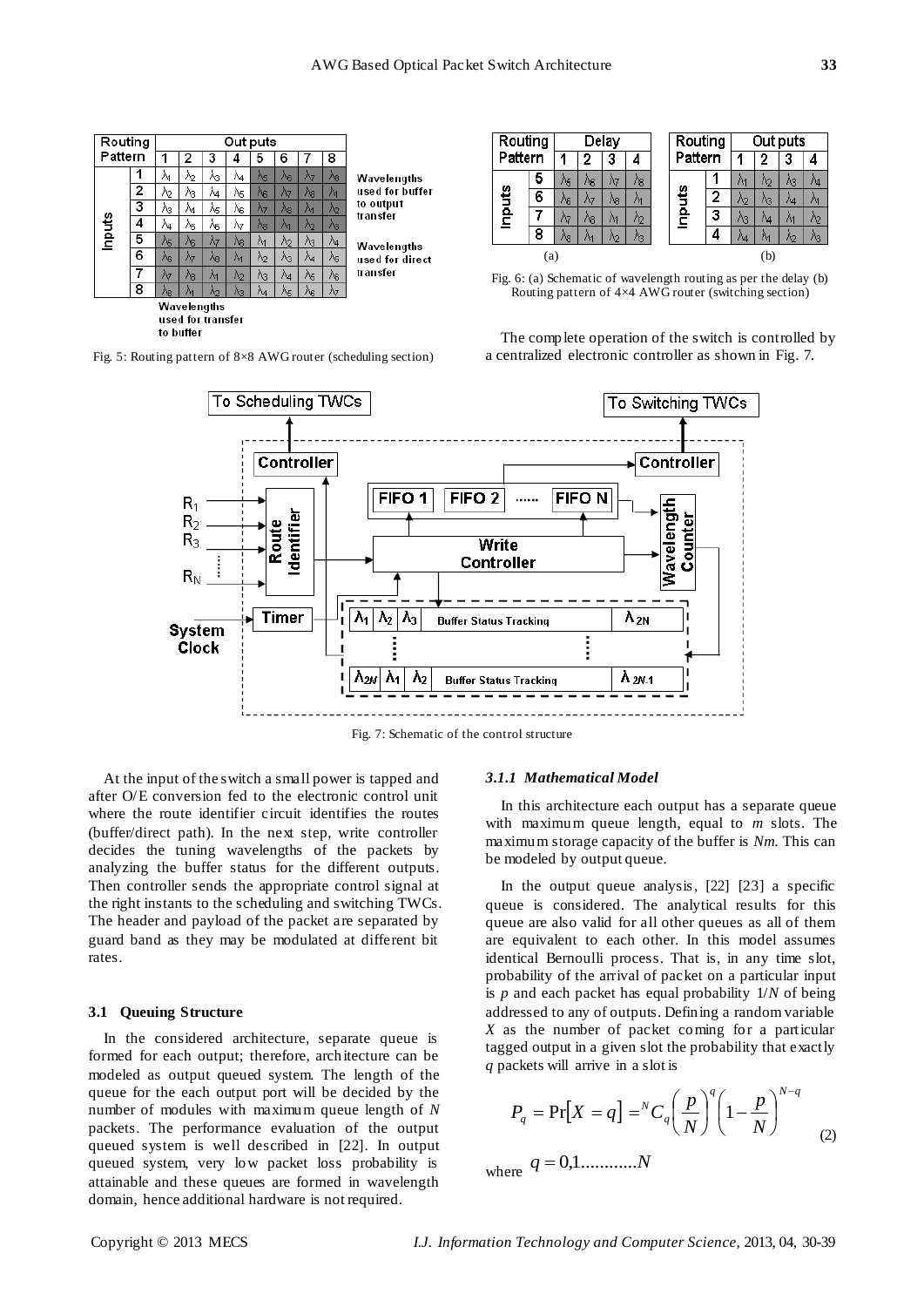| Routing Pattern | | Outputs 1 | 2 | 3 | 4 | 5 | 6 | 7 | 8 |
|---|---|---|---|---|---|---|---|---|---|
| Inputs | 1 | $\lambda_1$ | $\lambda_2$ | $\lambda_3$ | $\lambda_4$ | $\lambda_5$ | $\lambda_6$ | $\lambda_7$ | $\lambda_8$ |
| | 2 | $\lambda_2$ | $\lambda_3$ | $\lambda_4$ | $\lambda_5$ | $\lambda_6$ | $\lambda_7$ | $\lambda_8$ | $\lambda_1$ |
| | 3 | $\lambda_3$ | $\lambda_4$ | $\lambda_5$ | $\lambda_6$ | $\lambda_7$ | $\lambda_8$ | $\lambda_1$ | $\lambda_2$ |
| | 4 | $\lambda_4$ | $\lambda_5$ | $\lambda_6$ | $\lambda_7$ | $\lambda_8$ | $\lambda_1$ | $\lambda_2$ | $\lambda_3$ |
| | 5 | $\lambda_5$ | $\lambda_6$ | $\lambda_7$ | $\lambda_8$ | $\lambda_1$ | $\lambda_2$ | $\lambda_3$ | $\lambda_4$ |
| | 6 | $\lambda_6$ | $\lambda_7$ | $\lambda_8$ | $\lambda_1$ | $\lambda_2$ | $\lambda_3$ | $\lambda_4$ | $\lambda_5$ |
| | 7 | $\lambda_7$ | $\lambda_8$ | $\lambda_1$ | $\lambda_2$ | $\lambda_3$ | $\lambda_4$ | $\lambda_5$ | $\lambda_6$ |
| | 8 | $\lambda_8$ | $\lambda_1$ | $\lambda_2$ | $\lambda_3$ | $\lambda_4$ | $\lambda_5$ | $\lambda_6$ | $\lambda_7$ |

Wavelengths used for buffer to output transfer

Wavelengths used for direct transfer

Wavelengths used for transfer to buffer

Fig. 5: Routing pattern of 8×8 AWG router (scheduling section)

| Routing Pattern | | Delay 1 | 2 | 3 | 4 |
|---|---|---|---|---|---|
| Inputs | 5 | $\lambda_5$ | $\lambda_6$ | $\lambda_7$ | $\lambda_8$ |
| | 6 | $\lambda_6$ | $\lambda_7$ | $\lambda_8$ | $\lambda_1$ |
| | 7 | $\lambda_7$ | $\lambda_8$ | $\lambda_1$ | $\lambda_2$ |
| | 8 | $\lambda_8$ | $\lambda_1$ | $\lambda_2$ | $\lambda_3$ |

(a)

| Routing Pattern | | Outputs 1 | 2 | 3 | 4 |
|---|---|---|---|---|---|
| Inputs | 1 | $\lambda_1$ | $\lambda_2$ | $\lambda_3$ | $\lambda_4$ |
| | 2 | $\lambda_2$ | $\lambda_3$ | $\lambda_4$ | $\lambda_1$ |
| | 3 | $\lambda_3$ | $\lambda_4$ | $\lambda_1$ | $\lambda_2$ |
| | 4 | $\lambda_4$ | $\lambda_1$ | $\lambda_2$ | $\lambda_3$ |

(b)

Fig. 6: (a) Schematic of wavelength routing as per the delay (b) Routing pattern of 4×4 AWG router (switching section)

The complete operation of the switch is controlled by a centralized electronic controller as shown in Fig. 7.

Fig. 7: Schematic of the control structure

At the input of the switch a small power is tapped and after O/E conversion fed to the electronic control unit where the route identifier circuit identifies the routes (buffer/direct path). In the next step, write controller decides the tuning wavelengths of the packets by analyzing the buffer status for the different outputs. Then controller sends the appropriate control signal at the right instants to the scheduling and switching TWCs. The header and payload of the packet are separated by guard band as they may be modulated at different bit rates.

### 3.1 Queuing Structure

In the considered architecture, separate queue is formed for each output; therefore, architecture can be modeled as output queued system. The length of the queue for the each output port will be decided by the number of modules with maximum queue length of $N$ packets. The performance evaluation of the output queued system is well described in [22]. In output queued system, very low packet loss probability is attainable and these queues are formed in wavelength domain, hence additional hardware is not required.

#### *3.1.1 Mathematical Model*

In this architecture each output has a separate queue with maximum queue length, equal to $m$ slots. The maximum storage capacity of the buffer is $Nm$. This can be modeled by output queue.

In the output queue analysis, [22] [23] a specific queue is considered. The analytical results for this queue are also valid for all other queues as all of them are equivalent to each other. In this model assumes identical Bernoulli process. That is, in any time slot, probability of the arrival of packet on a particular input is $p$ and each packet has equal probability $1/N$ of being addressed to any of outputs. Defining a random variable $X$ as the number of packet coming for a particular tagged output in a given slot the probability that exactly $q$ packets will arrive in a slot is

$$P_q = \Pr[X = q] = {}^{N}C_q \left(\frac{p}{N}\right)^q \left(1 - \frac{p}{N}\right)^{N-q} \tag{2}$$

where $q = 0,1............N$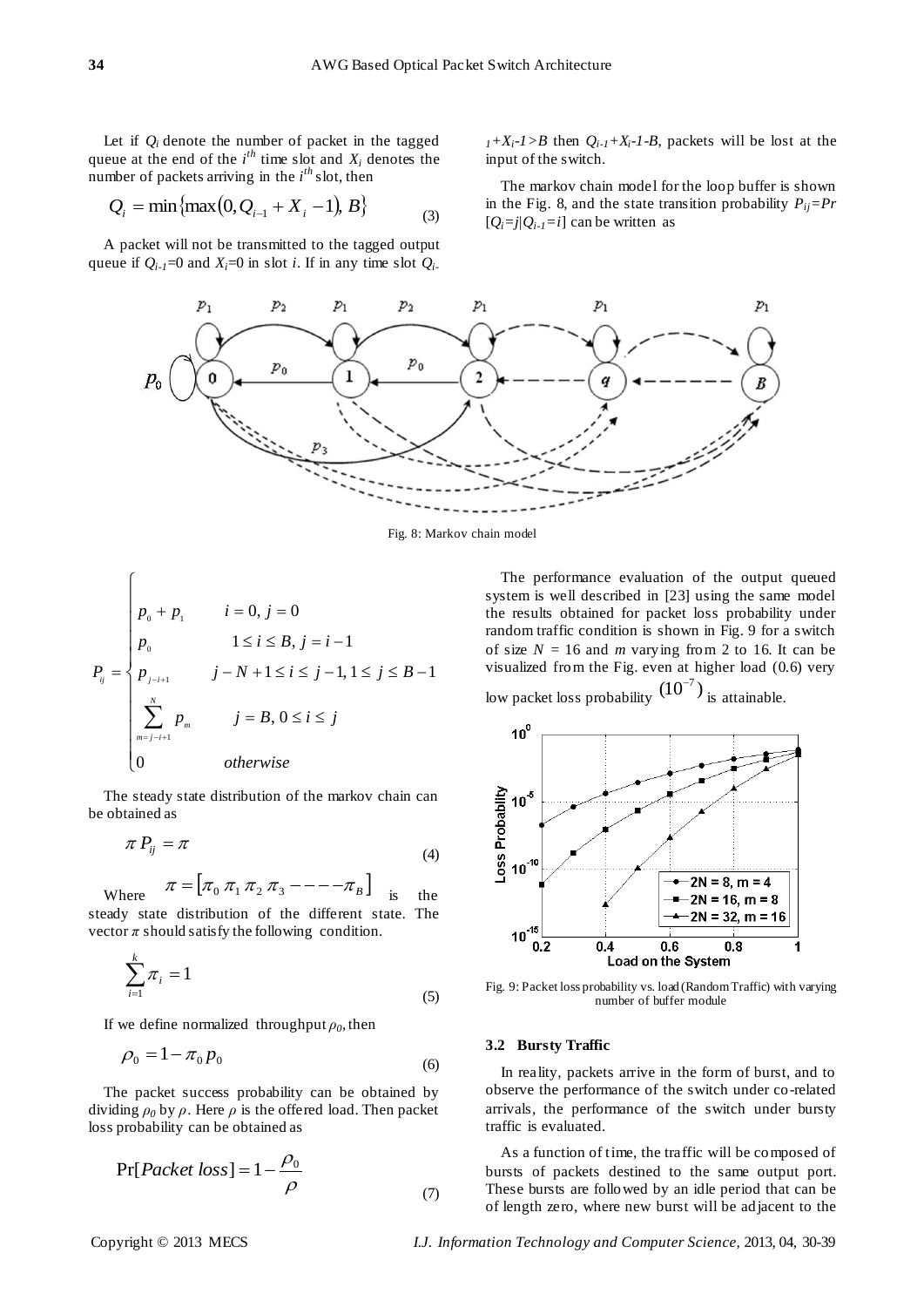Let if $Q_i$ denote the number of packet in the tagged queue at the end of the $i^{th}$ time slot and $X_i$ denotes the number of packets arriving in the $i^{th}$ slot, then

$$Q_i = \min\{\max(0, Q_{i-1} + X_i - 1), B\} \tag{3}$$

A packet will not be transmitted to the tagged output queue if $Q_{i-1}=0$ and $X_i=0$ in slot $i$. If in any time slot $Q_{i-1}+X_i-1>B$ then $Q_{i-1}+X_i-1-B$, packets will be lost at the input of the switch.

The markov chain model for the loop buffer is shown in the Fig. 8, and the state transition probability $P_{ij}=Pr[Q_i=j|Q_{i-1}=i]$ can be written as

Fig. 8: Markov chain model

$$P_{ij} = \begin{cases} p_0 + p_1 & i = 0, j = 0 \\ p_0 & 1 \le i \le B, j = i-1 \\ p_{j-i+1} & j - N + 1 \le i \le j-1, 1 \le j \le B-1 \\ \sum_{m=j-i+1}^{N} p_m & j = B, 0 \le i \le j \\ 0 & otherwise \end{cases}$$

The steady state distribution of the markov chain can be obtained as

$$\pi P_{ij} = \pi \tag{4}$$

Where $\pi = [\pi_0\ \pi_1\ \pi_2\ \pi_3 ----\pi_B]$ is the steady state distribution of the different state. The vector $\pi$ should satisfy the following condition.

$$\sum_{i=1}^{k} \pi_i = 1 \tag{5}$$

If we define normalized throughput $\rho_0$, then

$$\rho_0 = 1 - \pi_0 p_0 \tag{6}$$

The packet success probability can be obtained by dividing $\rho_0$ by $\rho$. Here $\rho$ is the offered load. Then packet loss probability can be obtained as

$$\Pr[Packet\ loss] = 1 - \frac{\rho_0}{\rho} \tag{7}$$

The performance evaluation of the output queued system is well described in [23] using the same model the results obtained for packet loss probability under random traffic condition is shown in Fig. 9 for a switch of size $N = 16$ and $m$ varying from 2 to 16. It can be visualized from the Fig. even at higher load (0.6) very low packet loss probability $(10^{-7})$ is attainable.

Fig. 9: Packet loss probability vs. load (Random Traffic) with varying number of buffer module

### 3.2 Bursty Traffic

In reality, packets arrive in the form of burst, and to observe the performance of the switch under co-related arrivals, the performance of the switch under bursty traffic is evaluated.

As a function of time, the traffic will be composed of bursts of packets destined to the same output port. These bursts are followed by an idle period that can be of length zero, where new burst will be adjacent to the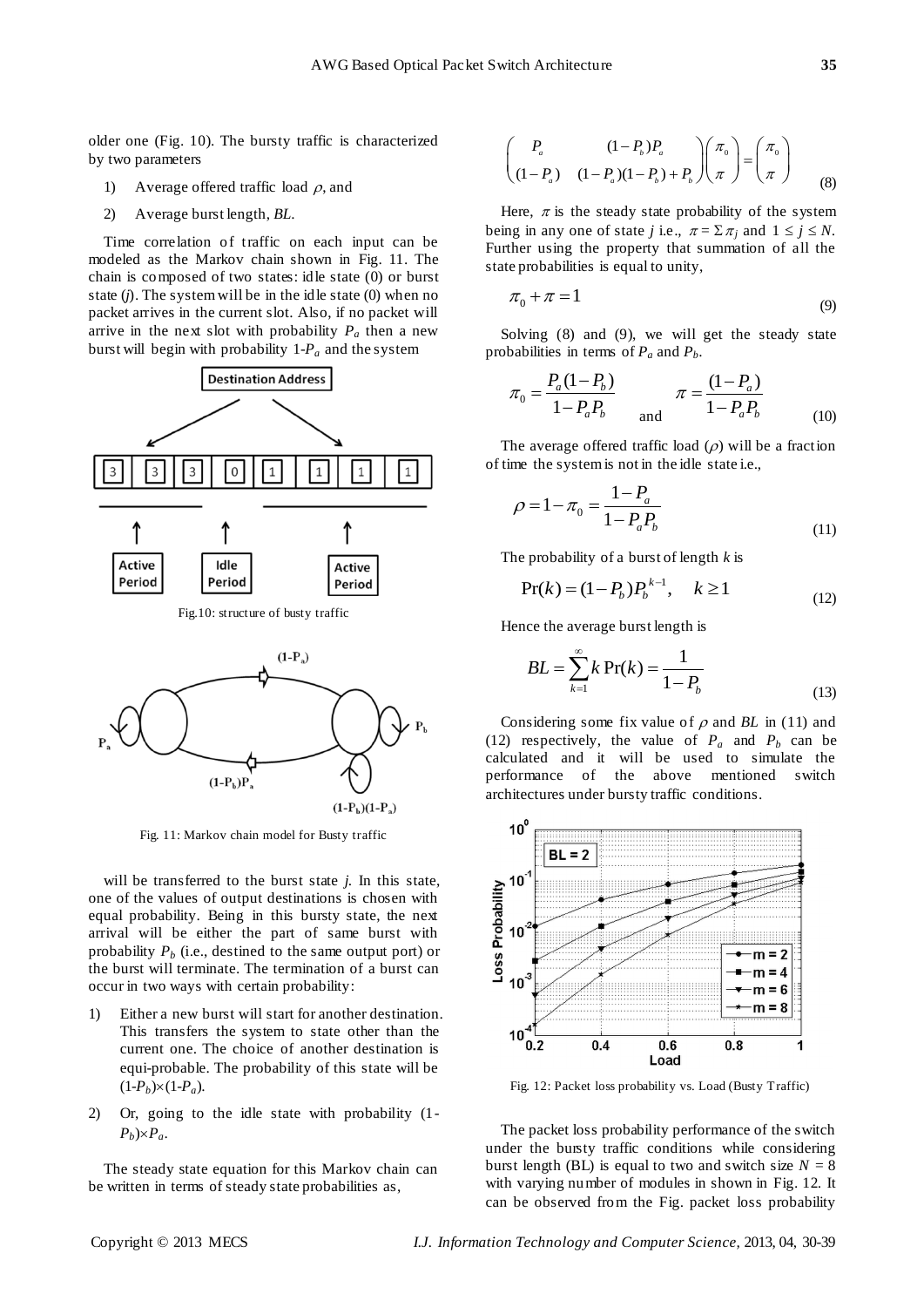older one (Fig. 10). The bursty traffic is characterized by two parameters

1) Average offered traffic load $\rho$, and
2) Average burst length, *BL*.

Time correlation of traffic on each input can be modeled as the Markov chain shown in Fig. 11. The chain is composed of two states: idle state (0) or burst state ($j$). The system will be in the idle state (0) when no packet arrives in the current slot. Also, if no packet will arrive in the next slot with probability $P_a$ then a new burst will begin with probability $1-P_a$ and the system

Fig.10: structure of busty traffic

Fig. 11: Markov chain model for Busty traffic

will be transferred to the burst state $j$. In this state, one of the values of output destinations is chosen with equal probability. Being in this bursty state, the next arrival will be either the part of same burst with probability $P_b$ (i.e., destined to the same output port) or the burst will terminate. The termination of a burst can occur in two ways with certain probability:

1) Either a new burst will start for another destination. This transfers the system to state other than the current one. The choice of another destination is equi-probable. The probability of this state will be $(1-P_b)\times(1-P_a)$.
2) Or, going to the idle state with probability $(1-P_b)\times P_a$.

The steady state equation for this Markov chain can be written in terms of steady state probabilities as,

$$\begin{pmatrix} P_a & (1-P_b)P_a \\ (1-P_a) & (1-P_a)(1-P_b)+P_b \end{pmatrix}\begin{pmatrix} \pi_0 \\ \pi \end{pmatrix} = \begin{pmatrix} \pi_0 \\ \pi \end{pmatrix} \tag{8}$$

Here, $\pi$ is the steady state probability of the system being in any one of state $j$ i.e., $\pi = \Sigma \pi_j$ and $1 \le j \le N$. Further using the property that summation of all the state probabilities is equal to unity,

$$\pi_0 + \pi = 1 \tag{9}$$

Solving (8) and (9), we will get the steady state probabilities in terms of $P_a$ and $P_b$.

$$\pi_0 = \frac{P_a(1-P_b)}{1-P_aP_b} \quad \text{and} \quad \pi = \frac{(1-P_a)}{1-P_aP_b} \tag{10}$$

The average offered traffic load ($\rho$) will be a fraction of time the system is not in the idle state i.e.,

$$\rho = 1-\pi_0 = \frac{1-P_a}{1-P_aP_b} \tag{11}$$

The probability of a burst of length $k$ is

$$\Pr(k) = (1-P_b)P_b^{k-1}, \quad k \ge 1 \tag{12}$$

Hence the average burst length is

$$BL = \sum_{k=1}^{\infty} k\Pr(k) = \frac{1}{1-P_b} \tag{13}$$

Considering some fix value of $\rho$ and *BL* in (11) and (12) respectively, the value of $P_a$ and $P_b$ can be calculated and it will be used to simulate the performance of the above mentioned switch architectures under bursty traffic conditions.

Fig. 12: Packet loss probability vs. Load (Busty Traffic)

The packet loss probability performance of the switch under the bursty traffic conditions while considering burst length (BL) is equal to two and switch size $N = 8$ with varying number of modules in shown in Fig. 12. It can be observed from the Fig. packet loss probability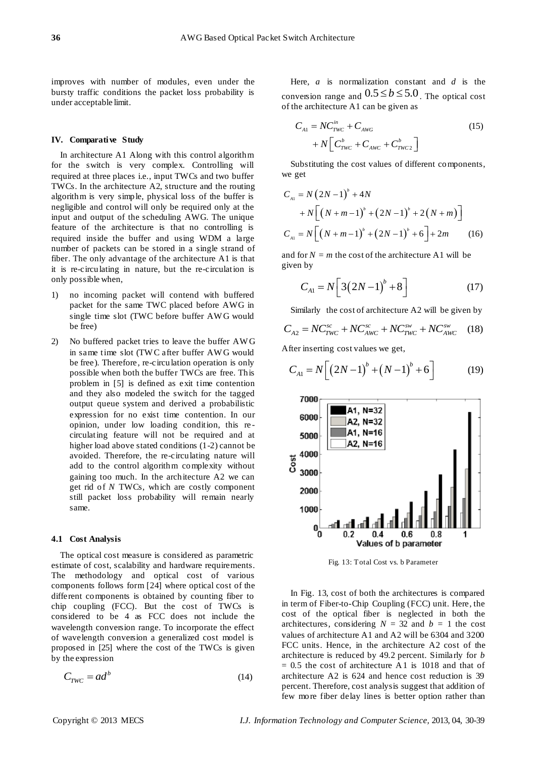improves with number of modules, even under the bursty traffic conditions the packet loss probability is under acceptable limit.

## IV. Comparative Study

In architecture A1 Along with this control algorithm for the switch is very complex. Controlling will required at three places i.e., input TWCs and two buffer TWCs. In the architecture A2, structure and the routing algorithm is very simple, physical loss of the buffer is negligible and control will only be required only at the input and output of the scheduling AWG. The unique feature of the architecture is that no controlling is required inside the buffer and using WDM a large number of packets can be stored in a single strand of fiber. The only advantage of the architecture A1 is that it is re-circulating in nature, but the re-circulation is only possible when,

1) no incoming packet will contend with buffered packet for the same TWC placed before AWG in single time slot (TWC before buffer AWG would be free)
2) No buffered packet tries to leave the buffer AWG in same time slot (TWC after buffer AWG would be free). Therefore, re-circulation operation is only possible when both the buffer TWCs are free. This problem in [5] is defined as exit time contention and they also modeled the switch for the tagged output queue system and derived a probabilistic expression for no exist time contention. In our opinion, under low loading condition, this re-circulating feature will not be required and at higher load above stated conditions (1-2) cannot be avoided. Therefore, the re-circulating nature will add to the control algorithm complexity without gaining too much. In the architecture A2 we can get rid of $N$ TWCs, which are costly component still packet loss probability will remain nearly same.

### 4.1 Cost Analysis

The optical cost measure is considered as parametric estimate of cost, scalability and hardware requirements. The methodology and optical cost of various components follows form [24] where optical cost of the different components is obtained by counting fiber to chip coupling (FCC). But the cost of TWCs is considered to be 4 as FCC does not include the wavelength conversion range. To incorporate the effect of wavelength conversion a generalized cost model is proposed in [25] where the cost of the TWCs is given by the expression

$$C_{TWC} = ad^{b} \tag{14}$$

Here, $a$ is normalization constant and $d$ is the conversion range and $0.5 \leq b \leq 5.0$. The optical cost of the architecture A1 can be given as

$$C_{A1} = NC_{TWC}^{in} + C_{AWG} + N\left[C_{TWC}^{b} + C_{AWC} + C_{TWC2}^{b}\right] \tag{15}$$

Substituting the cost values of different components, we get

$$C_{A1} = N\left(2N-1\right)^{b} + 4N + N\left[\left(N+m-1\right)^{b} + \left(2N-1\right)^{b} + 2\left(N+m\right)\right]$$

$$C_{A1} = N\left[\left(N+m-1\right)^{b} + \left(2N-1\right)^{b} + 6\right] + 2m \tag{16}$$

and for $N = m$ the cost of the architecture A1 will be given by

$$C_{A1} = N\left[3\left(2N-1\right)^{b} + 8\right] \tag{17}$$

Similarly the cost of architecture A2 will be given by

$$C_{A2} = NC_{TWC}^{sc} + NC_{AWC}^{sc} + NC_{TWC}^{sw} + NC_{AWC}^{sw} \tag{18}$$

After inserting cost values we get,

$$C_{A1} = N\left[\left(2N-1\right)^{b} + \left(N-1\right)^{b} + 6\right] \tag{19}$$

Fig. 13: Total Cost vs. b Parameter

In Fig. 13, cost of both the architectures is compared in term of Fiber-to-Chip Coupling (FCC) unit. Here, the cost of the optical fiber is neglected in both the architectures, considering $N = 32$ and $b = 1$ the cost values of architecture A1 and A2 will be 6304 and 3200 FCC units. Hence, in the architecture A2 cost of the architecture is reduced by 49.2 percent. Similarly for $b = 0.5$ the cost of architecture A1 is 1018 and that of architecture A2 is 624 and hence cost reduction is 39 percent. Therefore, cost analysis suggest that addition of few more fiber delay lines is better option rather than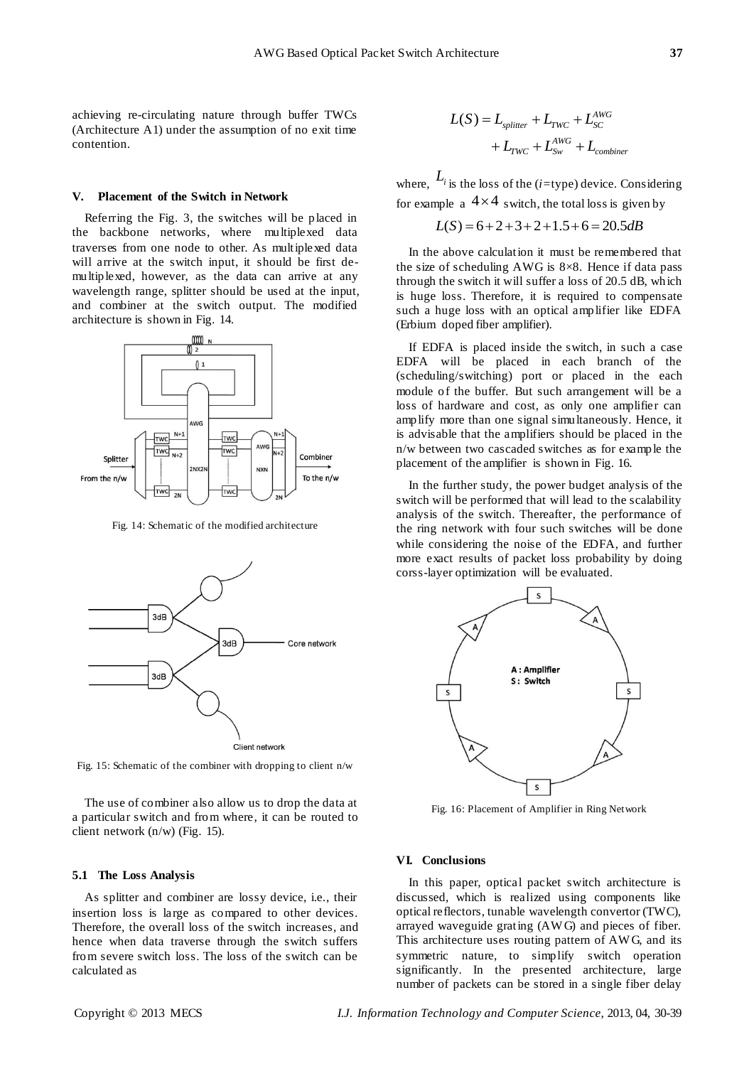achieving re-circulating nature through buffer TWCs (Architecture A1) under the assumption of no exit time contention.

## V. Placement of the Switch in Network

Referring the Fig. 3, the switches will be placed in the backbone networks, where multiplexed data traverses from one node to other. As multiplexed data will arrive at the switch input, it should be first de-multiplexed, however, as the data can arrive at any wavelength range, splitter should be used at the input, and combiner at the switch output. The modified architecture is shown in Fig. 14.

Fig. 14: Schematic of the modified architecture

Fig. 15: Schematic of the combiner with dropping to client n/w

The use of combiner also allow us to drop the data at a particular switch and from where, it can be routed to client network (n/w) (Fig. 15).

### 5.1 The Loss Analysis

As splitter and combiner are lossy device, i.e., their insertion loss is large as compared to other devices. Therefore, the overall loss of the switch increases, and hence when data traverse through the switch suffers from severe switch loss. The loss of the switch can be calculated as

$$L(S) = L_{splitter} + L_{TWC} + L_{SC}^{AWG} + L_{TWC} + L_{Sw}^{AWG} + L_{combiner}$$

where, $L_i$ is the loss of the ($i$=type) device. Considering for example a $4 \times 4$ switch, the total loss is given by

$$L(S) = 6 + 2 + 3 + 2 + 1.5 + 6 = 20.5dB$$

In the above calculation it must be remembered that the size of scheduling AWG is 8×8. Hence if data pass through the switch it will suffer a loss of 20.5 dB, which is huge loss. Therefore, it is required to compensate such a huge loss with an optical amplifier like EDFA (Erbium doped fiber amplifier).

If EDFA is placed inside the switch, in such a case EDFA will be placed in each branch of the (scheduling/switching) port or placed in the each module of the buffer. But such arrangement will be a loss of hardware and cost, as only one amplifier can amplify more than one signal simultaneously. Hence, it is advisable that the amplifiers should be placed in the n/w between two cascaded switches as for example the placement of the amplifier is shown in Fig. 16.

In the further study, the power budget analysis of the switch will be performed that will lead to the scalability analysis of the switch. Thereafter, the performance of the ring network with four such switches will be done while considering the noise of the EDFA, and further more exact results of packet loss probability by doing corss-layer optimization will be evaluated.

Fig. 16: Placement of Amplifier in Ring Network

## VI. Conclusions

In this paper, optical packet switch architecture is discussed, which is realized using components like optical reflectors, tunable wavelength convertor (TWC), arrayed waveguide grating (AWG) and pieces of fiber. This architecture uses routing pattern of AWG, and its symmetric nature, to simplify switch operation significantly. In the presented architecture, large number of packets can be stored in a single fiber delay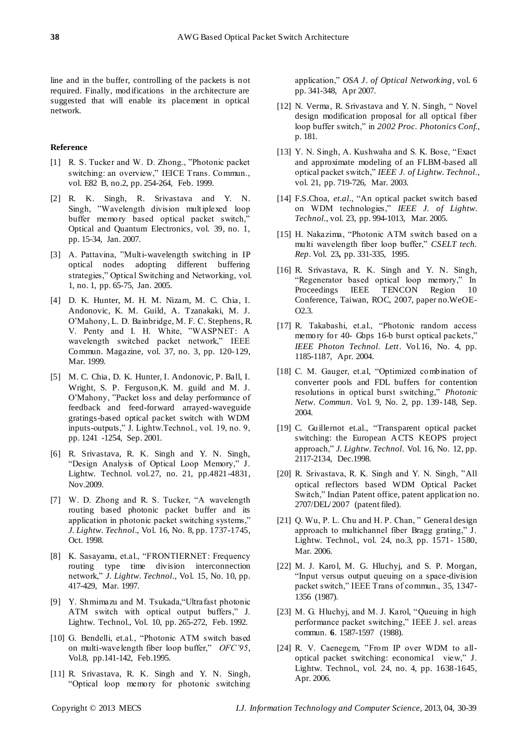line and in the buffer, controlling of the packets is not required. Finally, modifications in the architecture are suggested that will enable its placement in optical network.

### Reference

[1] R. S. Tucker and W. D. Zhong., "Photonic packet switching: an overview," IEICE Trans. Commun., vol. E82 B, no.2, pp. 254-264, Feb. 1999.

[2] R. K. Singh, R. Srivastava and Y. N. Singh, "Wavelength division multiplexed loop buffer memory based optical packet switch," Optical and Quantum Electronics, vol. 39, no. 1, pp. 15-34, Jan. 2007.

[3] A. Pattavina, "Multi-wavelength switching in IP optical nodes adopting different buffering strategies," Optical Switching and Networking, vol. 1, no. 1, pp. 65-75, Jan. 2005.

[4] D. K. Hunter, M. H. M. Nizam, M. C. Chia, I. Andonovic, K. M. Guild, A. Tzanakaki, M. J. O'Mahony, L. D. Bainbridge, M. F. C. Stephens, R. V. Penty and I. H. White, "WASPNET: A wavelength switched packet network," IEEE Commun. Magazine, vol. 37, no. 3, pp. 120-129, Mar. 1999.

[5] M. C. Chia, D. K. Hunter, I. Andonovic, P. Ball, I. Wright, S. P. Ferguson,K. M. guild and M. J. O'Mahony, "Packet loss and delay performance of feedback and feed-forward arrayed-waveguide gratings-based optical packet switch with WDM inputs-outputs," J. Lightw.Technol., vol. 19, no. 9, pp. 1241 -1254, Sep. 2001.

[6] R. Srivastava, R. K. Singh and Y. N. Singh, "Design Analysis of Optical Loop Memory," J. Lightw. Technol. vol.27, no. 21, pp.4821-4831, Nov.2009.

[7] W. D. Zhong and R. S. Tucker, "A wavelength routing based photonic packet buffer and its application in photonic packet switching systems," *J. Lightw. Technol*., Vol. 16, No. 8, pp. 1737-1745, Oct. 1998.

[8] K. Sasayama, et.al., "FRONTIERNET: Frequency routing type time division interconnection network," *J. Lightw. Technol*., Vol. 15, No. 10, pp. 417-429, Mar. 1997.

[9] Y. Shmimazu and M. Tsukada,"Ultrafast photonic ATM switch with optical output buffers," J. Lightw. Technol., Vol. 10, pp. 265-272, Feb. 1992.

[10] G. Bendelli, et.al., "Photonic ATM switch based on multi-wavelength fiber loop buffer," *OFC'95*, Vol.8, pp.141-142, Feb.1995.

[11] R. Srivastava, R. K. Singh and Y. N. Singh, "Optical loop memory for photonic switching application," *OSA J. of Optical Networking*, vol. 6 pp. 341-348, Apr 2007.

[12] N. Verma, R. Srivastava and Y. N. Singh, " Novel design modification proposal for all optical fiber loop buffer switch," in *2002 Proc. Photonics Conf.*, p. 181.

[13] Y. N. Singh, A. Kushwaha and S. K. Bose, "Exact and approximate modeling of an FLBM-based all optical packet switch," *IEEE J. of Lightw. Technol.*, vol. 21, pp. 719-726, Mar. 2003.

[14] F.S.Choa, *et.al*., "An optical packet switch based on WDM technologies," *IEEE J. of Lightw. Technol.*, vol. 23, pp. 994-1013, Mar. 2005.

[15] H. Nakazima, "Photonic ATM switch based on a multi wavelength fiber loop buffer," *CSELT tech. Rep*. Vol. 23**,** pp. 331-335, 1995.

[16] R. Srivastava, R. K. Singh and Y. N. Singh, "Regenerator based optical loop memory," In Proceedings IEEE TENCON Region 10 Conference, Taiwan, ROC, 2007, paper no.WeOE-O2.3.

[17] R. Takabashi, et.al., "Photonic random access memory for 40- Gbps 16-b burst optical packets," *IEEE Photon Technol. Lett*. Vol.16, No. 4, pp. 1185-1187, Apr. 2004.

[18] C. M. Gauger, et.al, "Optimized combination of converter pools and FDL buffers for contention resolutions in optical burst switching," *Photonic Netw. Commun*. Vol. 9, No. 2, pp. 139-148, Sep. 2004.

[19] C. Guillernot et.al., "Transparent optical packet switching: the European ACTS KEOPS project approach," *J. Lightw. Technol*. Vol. 16, No. 12, pp. 2117-2134, Dec.1998.

[20] R. Srivastava, R. K. Singh and Y. N. Singh, "All optical reflectors based WDM Optical Packet Switch," Indian Patent office, patent application no. 2707/DEL/2007 (patent filed).

[21] Q. Wu, P. L. Chu and H. P. Chan, " General design approach to multichannel fiber Bragg grating," J. Lightw. Technol., vol. 24, no.3, pp. 1571- 1580, Mar. 2006.

[22] M. J. Karol, M. G. Hluchyj, and S. P. Morgan, "Input versus output queuing on a space-division packet switch," IEEE Trans of commun., 35, 1347-1356 (1987).

[23] M. G. Hluchyj, and M. J. Karol, "Queuing in high performance packet switching," IEEE J. sel. areas commun. **6**. 1587-1597 (1988).

[24] R. V. Caenegem, "From IP over WDM to all-optical packet switching: economical view," J. Lightw. Technol., vol. 24, no. 4, pp. 1638-1645, Apr. 2006.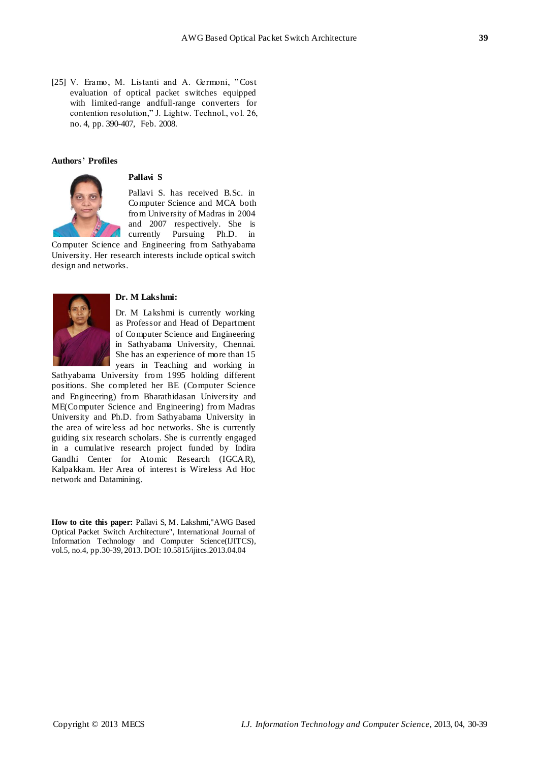[25] V. Eramo, M. Listanti and A. Germoni, "Cost evaluation of optical packet switches equipped with limited-range andfull-range converters for contention resolution," J. Lightw. Technol., vol. 26, no. 4, pp. 390-407, Feb. 2008.

**Authors' Profiles**

**Pallavi S**

Pallavi S. has received B.Sc. in Computer Science and MCA both from University of Madras in 2004 and 2007 respectively. She is currently Pursuing Ph.D. in Computer Science and Engineering from Sathyabama University. Her research interests include optical switch design and networks.

**Dr. M Lakshmi:**

Dr. M Lakshmi is currently working as Professor and Head of Department of Computer Science and Engineering in Sathyabama University, Chennai. She has an experience of more than 15 years in Teaching and working in Sathyabama University from 1995 holding different positions. She completed her BE (Computer Science and Engineering) from Bharathidasan University and ME(Computer Science and Engineering) from Madras University and Ph.D. from Sathyabama University in the area of wireless ad hoc networks. She is currently guiding six research scholars. She is currently engaged in a cumulative research project funded by Indira Gandhi Center for Atomic Research (IGCAR), Kalpakkam. Her Area of interest is Wireless Ad Hoc network and Datamining.

**How to cite this paper:** Pallavi S, M. Lakshmi,"AWG Based Optical Packet Switch Architecture", International Journal of Information Technology and Computer Science(IJITCS), vol.5, no.4, pp.30-39, 2013. DOI: 10.5815/ijitcs.2013.04.04